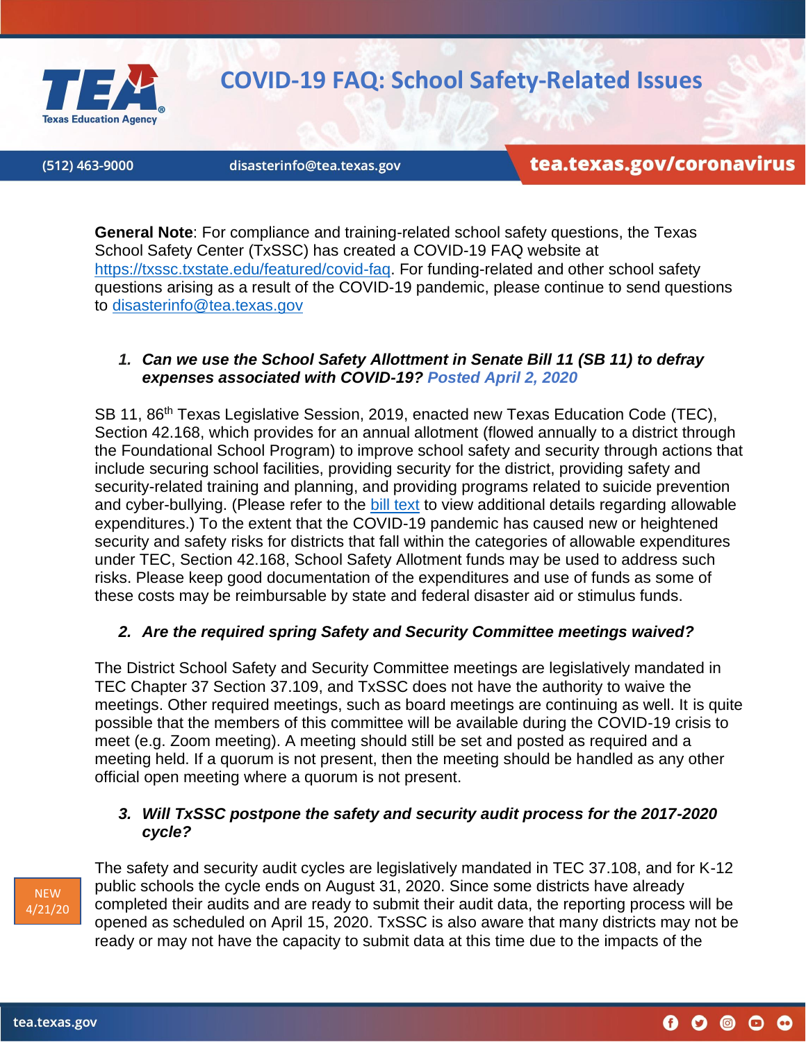# COVID-19 FAQ: School Safety-Related Issues

(512) 463-9000 | disasterinfo@tea.texas.gov | tea.texas.gov/coronavirus

**General Note**: For compliance and training-related school safety questions, the Texas School Safety Center (TxSSC) has created a COVID-19 FAQ website at [https://txssc.txstate.edu/featured/covid-faq](https://txssc.txstate.edu/featured/covid-faq). For funding-related and other school safety questions arising as a result of the COVID-19 pandemic, please continue to send questions to [disasterinfo@tea.texas.gov](mailto:disasterinfo@tea.texas.gov)

1. ***Can we use the School Safety Allottment in Senate Bill 11 (SB 11) to defray expenses associated with COVID-19? Posted April 2, 2020***

SB 11, 86th Texas Legislative Session, 2019, enacted new Texas Education Code (TEC), Section 42.168, which provides for an annual allotment (flowed annually to a district through the Foundational School Program) to improve school safety and security through actions that include securing school facilities, providing security for the district, providing safety and security-related training and planning, and providing programs related to suicide prevention and cyber-bullying. (Please refer to the [bill text]() to view additional details regarding allowable expenditures.) To the extent that the COVID-19 pandemic has caused new or heightened security and safety risks for districts that fall within the categories of allowable expenditures under TEC, Section 42.168, School Safety Allotment funds may be used to address such risks. Please keep good documentation of the expenditures and use of funds as some of these costs may be reimbursable by state and federal disaster aid or stimulus funds.

2. ***Are the required spring Safety and Security Committee meetings waived?***

The District School Safety and Security Committee meetings are legislatively mandated in TEC Chapter 37 Section 37.109, and TxSSC does not have the authority to waive the meetings. Other required meetings, such as board meetings are continuing as well. It is quite possible that the members of this committee will be available during the COVID-19 crisis to meet (e.g. Zoom meeting). A meeting should still be set and posted as required and a meeting held. If a quorum is not present, then the meeting should be handled as any other official open meeting where a quorum is not present.

3. ***Will TxSSC postpone the safety and security audit process for the 2017-2020 cycle?***

NEW 4/21/20

The safety and security audit cycles are legislatively mandated in TEC 37.108, and for K-12 public schools the cycle ends on August 31, 2020. Since some districts have already completed their audits and are ready to submit their audit data, the reporting process will be opened as scheduled on April 15, 2020. TxSSC is also aware that many districts may not be ready or may not have the capacity to submit data at this time due to the impacts of the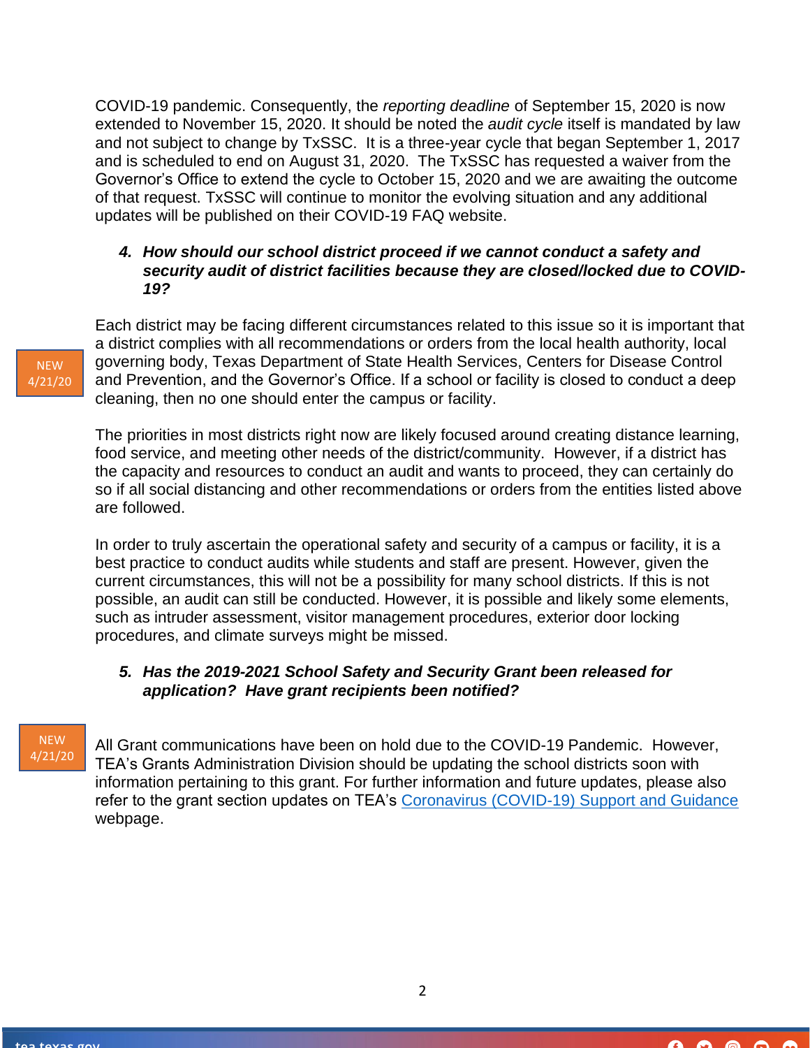COVID-19 pandemic. Consequently, the *reporting deadline* of September 15, 2020 is now extended to November 15, 2020. It should be noted the *audit cycle* itself is mandated by law and not subject to change by TxSSC. It is a three-year cycle that began September 1, 2017 and is scheduled to end on August 31, 2020. The TxSSC has requested a waiver from the Governor's Office to extend the cycle to October 15, 2020 and we are awaiting the outcome of that request. TxSSC will continue to monitor the evolving situation and any additional updates will be published on their COVID-19 FAQ website.

4. ***How should our school district proceed if we cannot conduct a safety and security audit of district facilities because they are closed/locked due to COVID-19?***

NEW 4/21/20

Each district may be facing different circumstances related to this issue so it is important that a district complies with all recommendations or orders from the local health authority, local governing body, Texas Department of State Health Services, Centers for Disease Control and Prevention, and the Governor's Office. If a school or facility is closed to conduct a deep cleaning, then no one should enter the campus or facility.

The priorities in most districts right now are likely focused around creating distance learning, food service, and meeting other needs of the district/community. However, if a district has the capacity and resources to conduct an audit and wants to proceed, they can certainly do so if all social distancing and other recommendations or orders from the entities listed above are followed.

In order to truly ascertain the operational safety and security of a campus or facility, it is a best practice to conduct audits while students and staff are present. However, given the current circumstances, this will not be a possibility for many school districts. If this is not possible, an audit can still be conducted. However, it is possible and likely some elements, such as intruder assessment, visitor management procedures, exterior door locking procedures, and climate surveys might be missed.

5. ***Has the 2019-2021 School Safety and Security Grant been released for application? Have grant recipients been notified?***

NEW 4/21/20

All Grant communications have been on hold due to the COVID-19 Pandemic. However, TEA's Grants Administration Division should be updating the school districts soon with information pertaining to this grant. For further information and future updates, please also refer to the grant section updates on TEA's Coronavirus (COVID-19) Support and Guidance webpage.